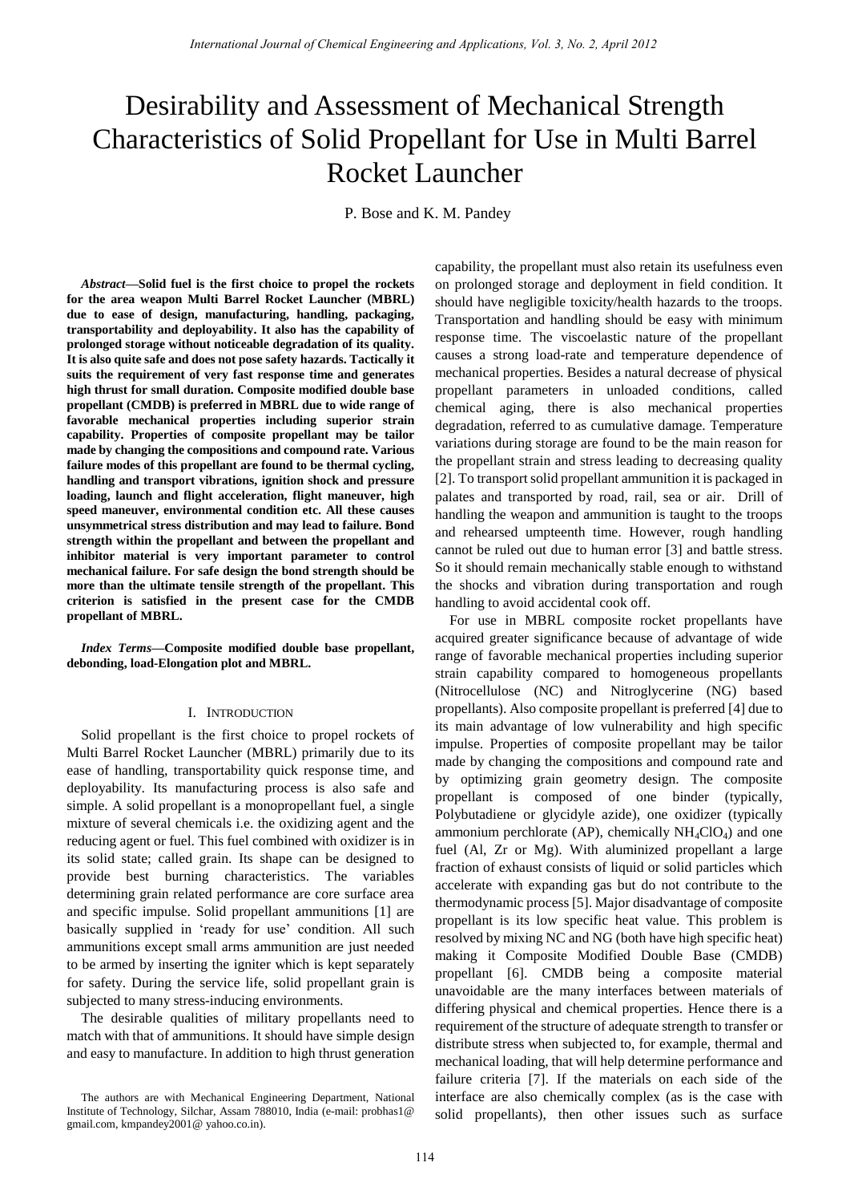# Desirability and Assessment of Mechanical Strength Characteristics of Solid Propellant for Use in Multi Barrel Rocket Launcher

P. Bose and K. M. Pandey

***Abstract*—Solid fuel is the first choice to propel the rockets for the area weapon Multi Barrel Rocket Launcher (MBRL) due to ease of design, manufacturing, handling, packaging, transportability and deployability. It also has the capability of prolonged storage without noticeable degradation of its quality. It is also quite safe and does not pose safety hazards. Tactically it suits the requirement of very fast response time and generates high thrust for small duration. Composite modified double base propellant (CMDB) is preferred in MBRL due to wide range of favorable mechanical properties including superior strain capability. Properties of composite propellant may be tailor made by changing the compositions and compound rate. Various failure modes of this propellant are found to be thermal cycling, handling and transport vibrations, ignition shock and pressure loading, launch and flight acceleration, flight maneuver, high speed maneuver, environmental condition etc. All these causes unsymmetrical stress distribution and may lead to failure. Bond strength within the propellant and between the propellant and inhibitor material is very important parameter to control mechanical failure. For safe design the bond strength should be more than the ultimate tensile strength of the propellant. This criterion is satisfied in the present case for the CMDB propellant of MBRL.**

***Index Terms*—Composite modified double base propellant, debonding, load-Elongation plot and MBRL.**

## I. Introduction

Solid propellant is the first choice to propel rockets of Multi Barrel Rocket Launcher (MBRL) primarily due to its ease of handling, transportability quick response time, and deployability. Its manufacturing process is also safe and simple. A solid propellant is a monopropellant fuel, a single mixture of several chemicals i.e. the oxidizing agent and the reducing agent or fuel. This fuel combined with oxidizer is in its solid state; called grain. Its shape can be designed to provide best burning characteristics. The variables determining grain related performance are core surface area and specific impulse. Solid propellant ammunitions [1] are basically supplied in 'ready for use' condition. All such ammunitions except small arms ammunition are just needed to be armed by inserting the igniter which is kept separately for safety. During the service life, solid propellant grain is subjected to many stress-inducing environments.

The desirable qualities of military propellants need to match with that of ammunitions. It should have simple design and easy to manufacture. In addition to high thrust generation capability, the propellant must also retain its usefulness even on prolonged storage and deployment in field condition. It should have negligible toxicity/health hazards to the troops. Transportation and handling should be easy with minimum response time. The viscoelastic nature of the propellant causes a strong load-rate and temperature dependence of mechanical properties. Besides a natural decrease of physical propellant parameters in unloaded conditions, called chemical aging, there is also mechanical properties degradation, referred to as cumulative damage. Temperature variations during storage are found to be the main reason for the propellant strain and stress leading to decreasing quality [2]. To transport solid propellant ammunition it is packaged in palates and transported by road, rail, sea or air. Drill of handling the weapon and ammunition is taught to the troops and rehearsed umpteenth time. However, rough handling cannot be ruled out due to human error [3] and battle stress. So it should remain mechanically stable enough to withstand the shocks and vibration during transportation and rough handling to avoid accidental cook off.

For use in MBRL composite rocket propellants have acquired greater significance because of advantage of wide range of favorable mechanical properties including superior strain capability compared to homogeneous propellants (Nitrocellulose (NC) and Nitroglycerine (NG) based propellants). Also composite propellant is preferred [4] due to its main advantage of low vulnerability and high specific impulse. Properties of composite propellant may be tailor made by changing the compositions and compound rate and by optimizing grain geometry design. The composite propellant is composed of one binder (typically, Polybutadiene or glycidyle azide), one oxidizer (typically ammonium perchlorate (AP), chemically $NH_4ClO_4$) and one fuel (Al, Zr or Mg). With aluminized propellant a large fraction of exhaust consists of liquid or solid particles which accelerate with expanding gas and do not contribute to the thermodynamic process [5]. Major disadvantage of composite propellant is its low specific heat value. This problem is resolved by mixing NC and NG (both have high specific heat) making it Composite Modified Double Base (CMDB) propellant [6]. CMDB being a composite material unavoidable are the many interfaces between materials of differing physical and chemical properties. Hence there is a requirement of the structure of adequate strength to transfer or distribute stress when subjected to, for example, thermal and mechanical loading, that will help determine performance and failure criteria [7]. If the materials on each side of the interface are also chemically complex (as is the case with solid propellants), then other issues such as surface

The authors are with Mechanical Engineering Department, National Institute of Technology, Silchar, Assam 788010, India (e-mail: probhas1@ gmail.com, kmpandey2001@ yahoo.co.in).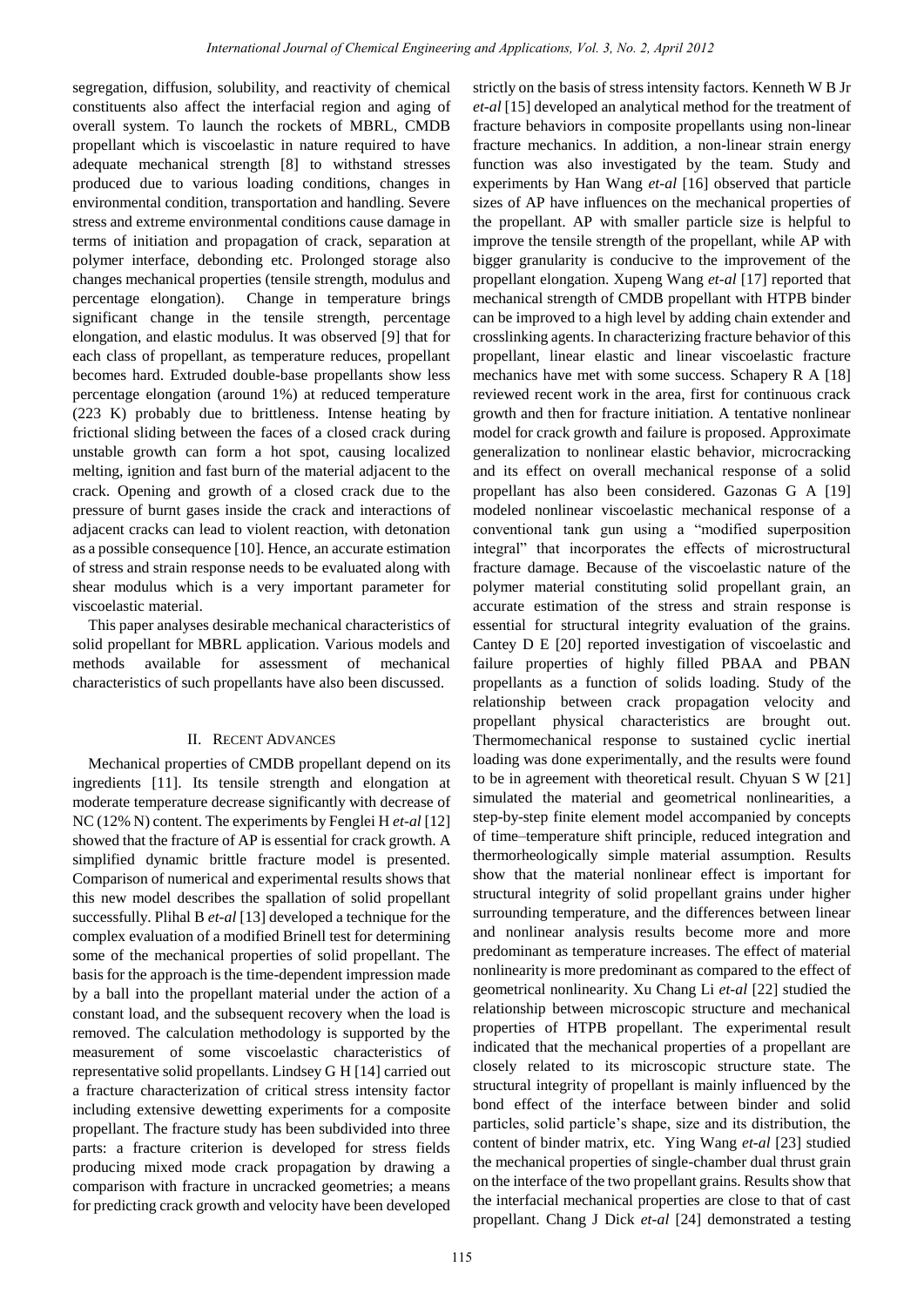segregation, diffusion, solubility, and reactivity of chemical constituents also affect the interfacial region and aging of overall system. To launch the rockets of MBRL, CMDB propellant which is viscoelastic in nature required to have adequate mechanical strength [8] to withstand stresses produced due to various loading conditions, changes in environmental condition, transportation and handling. Severe stress and extreme environmental conditions cause damage in terms of initiation and propagation of crack, separation at polymer interface, debonding etc. Prolonged storage also changes mechanical properties (tensile strength, modulus and percentage elongation). Change in temperature brings significant change in the tensile strength, percentage elongation, and elastic modulus. It was observed [9] that for each class of propellant, as temperature reduces, propellant becomes hard. Extruded double-base propellants show less percentage elongation (around 1%) at reduced temperature (223 K) probably due to brittleness. Intense heating by frictional sliding between the faces of a closed crack during unstable growth can form a hot spot, causing localized melting, ignition and fast burn of the material adjacent to the crack. Opening and growth of a closed crack due to the pressure of burnt gases inside the crack and interactions of adjacent cracks can lead to violent reaction, with detonation as a possible consequence [10]. Hence, an accurate estimation of stress and strain response needs to be evaluated along with shear modulus which is a very important parameter for viscoelastic material.

This paper analyses desirable mechanical characteristics of solid propellant for MBRL application. Various models and methods available for assessment of mechanical characteristics of such propellants have also been discussed.

## II. Recent Advances

Mechanical properties of CMDB propellant depend on its ingredients [11]. Its tensile strength and elongation at moderate temperature decrease significantly with decrease of NC (12% N) content. The experiments by Fenglei H *et-al* [12] showed that the fracture of AP is essential for crack growth. A simplified dynamic brittle fracture model is presented. Comparison of numerical and experimental results shows that this new model describes the spallation of solid propellant successfully. Plihal B *et-al* [13] developed a technique for the complex evaluation of a modified Brinell test for determining some of the mechanical properties of solid propellant. The basis for the approach is the time-dependent impression made by a ball into the propellant material under the action of a constant load, and the subsequent recovery when the load is removed. The calculation methodology is supported by the measurement of some viscoelastic characteristics of representative solid propellants. Lindsey G H [14] carried out a fracture characterization of critical stress intensity factor including extensive dewetting experiments for a composite propellant. The fracture study has been subdivided into three parts: a fracture criterion is developed for stress fields producing mixed mode crack propagation by drawing a comparison with fracture in uncracked geometries; a means for predicting crack growth and velocity have been developed strictly on the basis of stress intensity factors. Kenneth W B Jr *et-al* [15] developed an analytical method for the treatment of fracture behaviors in composite propellants using non-linear fracture mechanics. In addition, a non-linear strain energy function was also investigated by the team. Study and experiments by Han Wang *et-al* [16] observed that particle sizes of AP have influences on the mechanical properties of the propellant. AP with smaller particle size is helpful to improve the tensile strength of the propellant, while AP with bigger granularity is conducive to the improvement of the propellant elongation. Xupeng Wang *et-al* [17] reported that mechanical strength of CMDB propellant with HTPB binder can be improved to a high level by adding chain extender and crosslinking agents. In characterizing fracture behavior of this propellant, linear elastic and linear viscoelastic fracture mechanics have met with some success. Schapery R A [18] reviewed recent work in the area, first for continuous crack growth and then for fracture initiation. A tentative nonlinear model for crack growth and failure is proposed. Approximate generalization to nonlinear elastic behavior, microcracking and its effect on overall mechanical response of a solid propellant has also been considered. Gazonas G A [19] modeled nonlinear viscoelastic mechanical response of a conventional tank gun using a "modified superposition integral" that incorporates the effects of microstructural fracture damage. Because of the viscoelastic nature of the polymer material constituting solid propellant grain, an accurate estimation of the stress and strain response is essential for structural integrity evaluation of the grains. Cantey D E [20] reported investigation of viscoelastic and failure properties of highly filled PBAA and PBAN propellants as a function of solids loading. Study of the relationship between crack propagation velocity and propellant physical characteristics are brought out. Thermomechanical response to sustained cyclic inertial loading was done experimentally, and the results were found to be in agreement with theoretical result. Chyuan S W [21] simulated the material and geometrical nonlinearities, a step-by-step finite element model accompanied by concepts of time–temperature shift principle, reduced integration and thermorheologically simple material assumption. Results show that the material nonlinear effect is important for structural integrity of solid propellant grains under higher surrounding temperature, and the differences between linear and nonlinear analysis results become more and more predominant as temperature increases. The effect of material nonlinearity is more predominant as compared to the effect of geometrical nonlinearity. Xu Chang Li *et-al* [22] studied the relationship between microscopic structure and mechanical properties of HTPB propellant. The experimental result indicated that the mechanical properties of a propellant are closely related to its microscopic structure state. The structural integrity of propellant is mainly influenced by the bond effect of the interface between binder and solid particles, solid particle's shape, size and its distribution, the content of binder matrix, etc. Ying Wang *et-al* [23] studied the mechanical properties of single-chamber dual thrust grain on the interface of the two propellant grains. Results show that the interfacial mechanical properties are close to that of cast propellant. Chang J Dick *et-al* [24] demonstrated a testing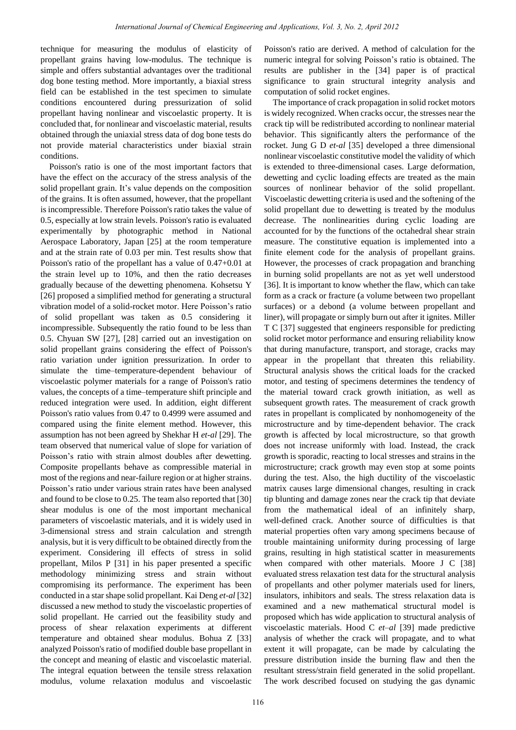technique for measuring the modulus of elasticity of propellant grains having low-modulus. The technique is simple and offers substantial advantages over the traditional dog bone testing method. More importantly, a biaxial stress field can be established in the test specimen to simulate conditions encountered during pressurization of solid propellant having nonlinear and viscoelastic property. It is concluded that, for nonlinear and viscoelastic material, results obtained through the uniaxial stress data of dog bone tests do not provide material characteristics under biaxial strain conditions.

Poisson's ratio is one of the most important factors that have the effect on the accuracy of the stress analysis of the solid propellant grain. It's value depends on the composition of the grains. It is often assumed, however, that the propellant is incompressible. Therefore Poisson's ratio takes the value of 0.5, especially at low strain levels. Poisson's ratio is evaluated experimentally by photographic method in National Aerospace Laboratory, Japan [25] at the room temperature and at the strain rate of 0.03 per min. Test results show that Poisson's ratio of the propellant has a value of 0.47+0.01 at the strain level up to 10%, and then the ratio decreases gradually because of the dewetting phenomena. Kohsetsu Y [26] proposed a simplified method for generating a structural vibration model of a solid-rocket motor. Here Poisson's ratio of solid propellant was taken as 0.5 considering it incompressible. Subsequently the ratio found to be less than 0.5. Chyuan SW [27], [28] carried out an investigation on solid propellant grains considering the effect of Poisson's ratio variation under ignition pressurization. In order to simulate the time–temperature-dependent behaviour of viscoelastic polymer materials for a range of Poisson's ratio values, the concepts of a time–temperature shift principle and reduced integration were used. In addition, eight different Poisson's ratio values from 0.47 to 0.4999 were assumed and compared using the finite element method. However, this assumption has not been agreed by Shekhar H *et-al* [29]. The team observed that numerical value of slope for variation of Poisson's ratio with strain almost doubles after dewetting. Composite propellants behave as compressible material in most of the regions and near-failure region or at higher strains. Poisson's ratio under various strain rates have been analysed and found to be close to 0.25. The team also reported that [30] shear modulus is one of the most important mechanical parameters of viscoelastic materials, and it is widely used in 3-dimensional stress and strain calculation and strength analysis, but it is very difficult to be obtained directly from the experiment. Considering ill effects of stress in solid propellant, Milos P [31] in his paper presented a specific methodology minimizing stress and strain without compromising its performance. The experiment has been conducted in a star shape solid propellant. Kai Deng *et-al* [32] discussed a new method to study the viscoelastic properties of solid propellant. He carried out the feasibility study and process of shear relaxation experiments at different temperature and obtained shear modulus. Bohua Z [33] analyzed Poisson's ratio of modified double base propellant in the concept and meaning of elastic and viscoelastic material. The integral equation between the tensile stress relaxation modulus, volume relaxation modulus and viscoelastic Poisson's ratio are derived. A method of calculation for the numeric integral for solving Poisson's ratio is obtained. The results are publisher in the [34] paper is of practical significance to grain structural integrity analysis and computation of solid rocket engines.

The importance of crack propagation in solid rocket motors is widely recognized. When cracks occur, the stresses near the crack tip will be redistributed according to nonlinear material behavior. This significantly alters the performance of the rocket. Jung G D *et-al* [35] developed a three dimensional nonlinear viscoelastic constitutive model the validity of which is extended to three-dimensional cases. Large deformation, dewetting and cyclic loading effects are treated as the main sources of nonlinear behavior of the solid propellant. Viscoelastic dewetting criteria is used and the softening of the solid propellant due to dewetting is treated by the modulus decrease. The nonlinearities during cyclic loading are accounted for by the functions of the octahedral shear strain measure. The constitutive equation is implemented into a finite element code for the analysis of propellant grains. However, the processes of crack propagation and branching in burning solid propellants are not as yet well understood [36]. It is important to know whether the flaw, which can take form as a crack or fracture (a volume between two propellant surfaces) or a debond (a volume between propellant and liner), will propagate or simply burn out after it ignites. Miller T C [37] suggested that engineers responsible for predicting solid rocket motor performance and ensuring reliability know that during manufacture, transport, and storage, cracks may appear in the propellant that threaten this reliability. Structural analysis shows the critical loads for the cracked motor, and testing of specimens determines the tendency of the material toward crack growth initiation, as well as subsequent growth rates. The measurement of crack growth rates in propellant is complicated by nonhomogeneity of the microstructure and by time-dependent behavior. The crack growth is affected by local microstructure, so that growth does not increase uniformly with load. Instead, the crack growth is sporadic, reacting to local stresses and strains in the microstructure; crack growth may even stop at some points during the test. Also, the high ductility of the viscoelastic matrix causes large dimensional changes, resulting in crack tip blunting and damage zones near the crack tip that deviate from the mathematical ideal of an infinitely sharp, well-defined crack. Another source of difficulties is that material properties often vary among specimens because of trouble maintaining uniformity during processing of large grains, resulting in high statistical scatter in measurements when compared with other materials. Moore J C [38] evaluated stress relaxation test data for the structural analysis of propellants and other polymer materials used for liners, insulators, inhibitors and seals. The stress relaxation data is examined and a new mathematical structural model is proposed which has wide application to structural analysis of viscoelastic materials. Hood C *et–al* [39] made predictive analysis of whether the crack will propagate, and to what extent it will propagate, can be made by calculating the pressure distribution inside the burning flaw and then the resultant stress/strain field generated in the solid propellant. The work described focused on studying the gas dynamic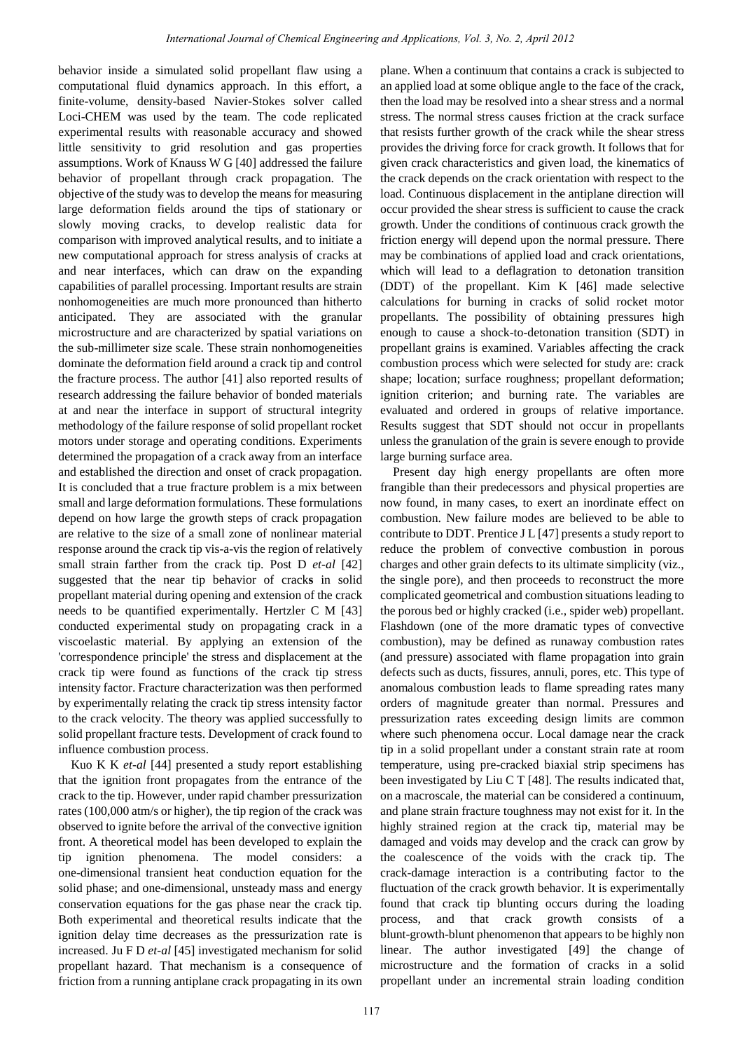behavior inside a simulated solid propellant flaw using a computational fluid dynamics approach. In this effort, a finite-volume, density-based Navier-Stokes solver called Loci-CHEM was used by the team. The code replicated experimental results with reasonable accuracy and showed little sensitivity to grid resolution and gas properties assumptions. Work of Knauss W G [40] addressed the failure behavior of propellant through crack propagation. The objective of the study was to develop the means for measuring large deformation fields around the tips of stationary or slowly moving cracks, to develop realistic data for comparison with improved analytical results, and to initiate a new computational approach for stress analysis of cracks at and near interfaces, which can draw on the expanding capabilities of parallel processing. Important results are strain nonhomogeneities are much more pronounced than hitherto anticipated. They are associated with the granular microstructure and are characterized by spatial variations on the sub-millimeter size scale. These strain nonhomogeneities dominate the deformation field around a crack tip and control the fracture process. The author [41] also reported results of research addressing the failure behavior of bonded materials at and near the interface in support of structural integrity methodology of the failure response of solid propellant rocket motors under storage and operating conditions. Experiments determined the propagation of a crack away from an interface and established the direction and onset of crack propagation. It is concluded that a true fracture problem is a mix between small and large deformation formulations. These formulations depend on how large the growth steps of crack propagation are relative to the size of a small zone of nonlinear material response around the crack tip vis-a-vis the region of relatively small strain farther from the crack tip. Post D *et-al* [42] suggested that the near tip behavior of cracks in solid propellant material during opening and extension of the crack needs to be quantified experimentally. Hertzler C M [43] conducted experimental study on propagating crack in a viscoelastic material. By applying an extension of the 'correspondence principle' the stress and displacement at the crack tip were found as functions of the crack tip stress intensity factor. Fracture characterization was then performed by experimentally relating the crack tip stress intensity factor to the crack velocity. The theory was applied successfully to solid propellant fracture tests. Development of crack found to influence combustion process.

Kuo K K *et-al* [44] presented a study report establishing that the ignition front propagates from the entrance of the crack to the tip. However, under rapid chamber pressurization rates (100,000 atm/s or higher), the tip region of the crack was observed to ignite before the arrival of the convective ignition front. A theoretical model has been developed to explain the tip ignition phenomena. The model considers: a one-dimensional transient heat conduction equation for the solid phase; and one-dimensional, unsteady mass and energy conservation equations for the gas phase near the crack tip. Both experimental and theoretical results indicate that the ignition delay time decreases as the pressurization rate is increased. Ju F D *et-al* [45] investigated mechanism for solid propellant hazard. That mechanism is a consequence of friction from a running antiplane crack propagating in its own plane. When a continuum that contains a crack is subjected to an applied load at some oblique angle to the face of the crack, then the load may be resolved into a shear stress and a normal stress. The normal stress causes friction at the crack surface that resists further growth of the crack while the shear stress provides the driving force for crack growth. It follows that for given crack characteristics and given load, the kinematics of the crack depends on the crack orientation with respect to the load. Continuous displacement in the antiplane direction will occur provided the shear stress is sufficient to cause the crack growth. Under the conditions of continuous crack growth the friction energy will depend upon the normal pressure. There may be combinations of applied load and crack orientations, which will lead to a deflagration to detonation transition (DDT) of the propellant. Kim K [46] made selective calculations for burning in cracks of solid rocket motor propellants. The possibility of obtaining pressures high enough to cause a shock-to-detonation transition (SDT) in propellant grains is examined. Variables affecting the crack combustion process which were selected for study are: crack shape; location; surface roughness; propellant deformation; ignition criterion; and burning rate. The variables are evaluated and ordered in groups of relative importance. Results suggest that SDT should not occur in propellants unless the granulation of the grain is severe enough to provide large burning surface area.

Present day high energy propellants are often more frangible than their predecessors and physical properties are now found, in many cases, to exert an inordinate effect on combustion. New failure modes are believed to be able to contribute to DDT. Prentice J L [47] presents a study report to reduce the problem of convective combustion in porous charges and other grain defects to its ultimate simplicity (viz., the single pore), and then proceeds to reconstruct the more complicated geometrical and combustion situations leading to the porous bed or highly cracked (i.e., spider web) propellant. Flashdown (one of the more dramatic types of convective combustion), may be defined as runaway combustion rates (and pressure) associated with flame propagation into grain defects such as ducts, fissures, annuli, pores, etc. This type of anomalous combustion leads to flame spreading rates many orders of magnitude greater than normal. Pressures and pressurization rates exceeding design limits are common where such phenomena occur. Local damage near the crack tip in a solid propellant under a constant strain rate at room temperature, using pre-cracked biaxial strip specimens has been investigated by Liu C T [48]. The results indicated that, on a macroscale, the material can be considered a continuum, and plane strain fracture toughness may not exist for it. In the highly strained region at the crack tip, material may be damaged and voids may develop and the crack can grow by the coalescence of the voids with the crack tip. The crack-damage interaction is a contributing factor to the fluctuation of the crack growth behavior. It is experimentally found that crack tip blunting occurs during the loading process, and that crack growth consists of a blunt-growth-blunt phenomenon that appears to be highly non linear. The author investigated [49] the change of microstructure and the formation of cracks in a solid propellant under an incremental strain loading condition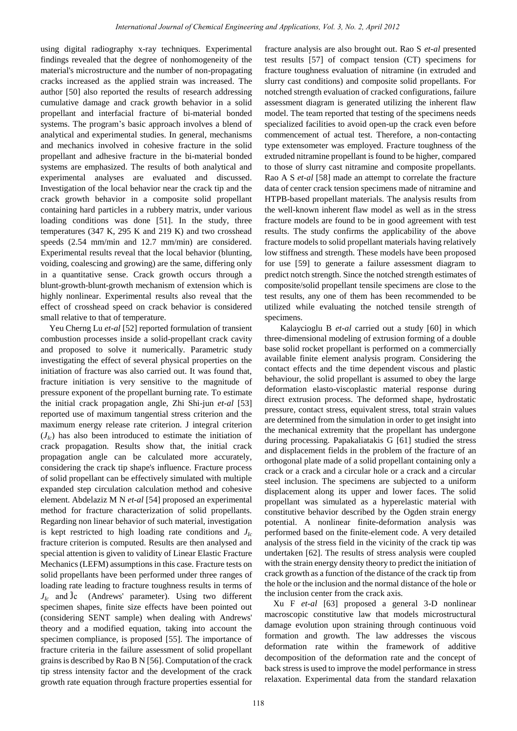using digital radiography x-ray techniques. Experimental findings revealed that the degree of nonhomogeneity of the material's microstructure and the number of non-propagating cracks increased as the applied strain was increased. The author [50] also reported the results of research addressing cumulative damage and crack growth behavior in a solid propellant and interfacial fracture of bi-material bonded systems. The program's basic approach involves a blend of analytical and experimental studies. In general, mechanisms and mechanics involved in cohesive fracture in the solid propellant and adhesive fracture in the bi-material bonded systems are emphasized. The results of both analytical and experimental analyses are evaluated and discussed. Investigation of the local behavior near the crack tip and the crack growth behavior in a composite solid propellant containing hard particles in a rubbery matrix, under various loading conditions was done [51]. In the study, three temperatures (347 K, 295 K and 219 K) and two crosshead speeds (2.54 mm/min and 12.7 mm/min) are considered. Experimental results reveal that the local behavior (blunting, voiding, coalescing and growing) are the same, differing only in a quantitative sense. Crack growth occurs through a blunt-growth-blunt-growth mechanism of extension which is highly nonlinear. Experimental results also reveal that the effect of crosshead speed on crack behavior is considered small relative to that of temperature.

Yeu Cherng Lu *et-al* [52] reported formulation of transient combustion processes inside a solid-propellant crack cavity and proposed to solve it numerically. Parametric study investigating the effect of several physical properties on the initiation of fracture was also carried out. It was found that, fracture initiation is very sensitive to the magnitude of pressure exponent of the propellant burning rate. To estimate the initial crack propagation angle, Zhi Shi-jun *et-al* [53] reported use of maximum tangential stress criterion and the maximum energy release rate criterion. J integral criterion ($J_{Ic}$) has also been introduced to estimate the initiation of crack propagation. Results show that, the initial crack propagation angle can be calculated more accurately, considering the crack tip shape's influence. Fracture process of solid propellant can be effectively simulated with multiple expanded step circulation calculation method and cohesive element. Abdelaziz M N *et-al* [54] proposed an experimental method for fracture characterization of solid propellants. Regarding non linear behavior of such material, investigation is kept restricted to high loading rate conditions and $J_{Ic}$ fracture criterion is computed. Results are then analysed and special attention is given to validity of Linear Elastic Fracture Mechanics (LEFM) assumptions in this case. Fracture tests on solid propellants have been performed under three ranges of loading rate leading to fracture toughness results in terms of $J_{Ic}$ and $\tilde{J}c$ (Andrews' parameter). Using two different specimen shapes, finite size effects have been pointed out (considering SENT sample) when dealing with Andrews' theory and a modified equation, taking into account the specimen compliance, is proposed [55]. The importance of fracture criteria in the failure assessment of solid propellant grains is described by Rao B N [56]. Computation of the crack tip stress intensity factor and the development of the crack growth rate equation through fracture properties essential for fracture analysis are also brought out. Rao S *et-al* presented test results [57] of compact tension (CT) specimens for fracture toughness evaluation of nitramine (in extruded and slurry cast conditions) and composite solid propellants. For notched strength evaluation of cracked configurations, failure assessment diagram is generated utilizing the inherent flaw model. The team reported that testing of the specimens needs specialized facilities to avoid open-up the crack even before commencement of actual test. Therefore, a non-contacting type extensometer was employed. Fracture toughness of the extruded nitramine propellant is found to be higher, compared to those of slurry cast nitramine and composite propellants. Rao A S *et-al* [58] made an attempt to correlate the fracture data of center crack tension specimens made of nitramine and HTPB-based propellant materials. The analysis results from the well-known inherent flaw model as well as in the stress fracture models are found to be in good agreement with test results. The study confirms the applicability of the above fracture models to solid propellant materials having relatively low stiffness and strength. These models have been proposed for use [59] to generate a failure assessment diagram to predict notch strength. Since the notched strength estimates of composite/solid propellant tensile specimens are close to the test results, any one of them has been recommended to be utilized while evaluating the notched tensile strength of specimens.

Kalaycioglu B *et-al* carried out a study [60] in which three-dimensional modeling of extrusion forming of a double base solid rocket propellant is performed on a commercially available finite element analysis program. Considering the contact effects and the time dependent viscous and plastic behaviour, the solid propellant is assumed to obey the large deformation elasto-viscoplastic material response during direct extrusion process. The deformed shape, hydrostatic pressure, contact stress, equivalent stress, total strain values are determined from the simulation in order to get insight into the mechanical extremity that the propellant has undergone during processing. Papakaliatakis G [61] studied the stress and displacement fields in the problem of the fracture of an orthogonal plate made of a solid propellant containing only a crack or a crack and a circular hole or a crack and a circular steel inclusion. The specimens are subjected to a uniform displacement along its upper and lower faces. The solid propellant was simulated as a hyperelastic material with constitutive behavior described by the Ogden strain energy potential. A nonlinear finite-deformation analysis was performed based on the finite-element code. A very detailed analysis of the stress field in the vicinity of the crack tip was undertaken [62]. The results of stress analysis were coupled with the strain energy density theory to predict the initiation of crack growth as a function of the distance of the crack tip from the hole or the inclusion and the normal distance of the hole or the inclusion center from the crack axis.

Xu F *et-al* [63] proposed a general 3-D nonlinear macroscopic constitutive law that models microstructural damage evolution upon straining through continuous void formation and growth. The law addresses the viscous deformation rate within the framework of additive decomposition of the deformation rate and the concept of back stress is used to improve the model performance in stress relaxation. Experimental data from the standard relaxation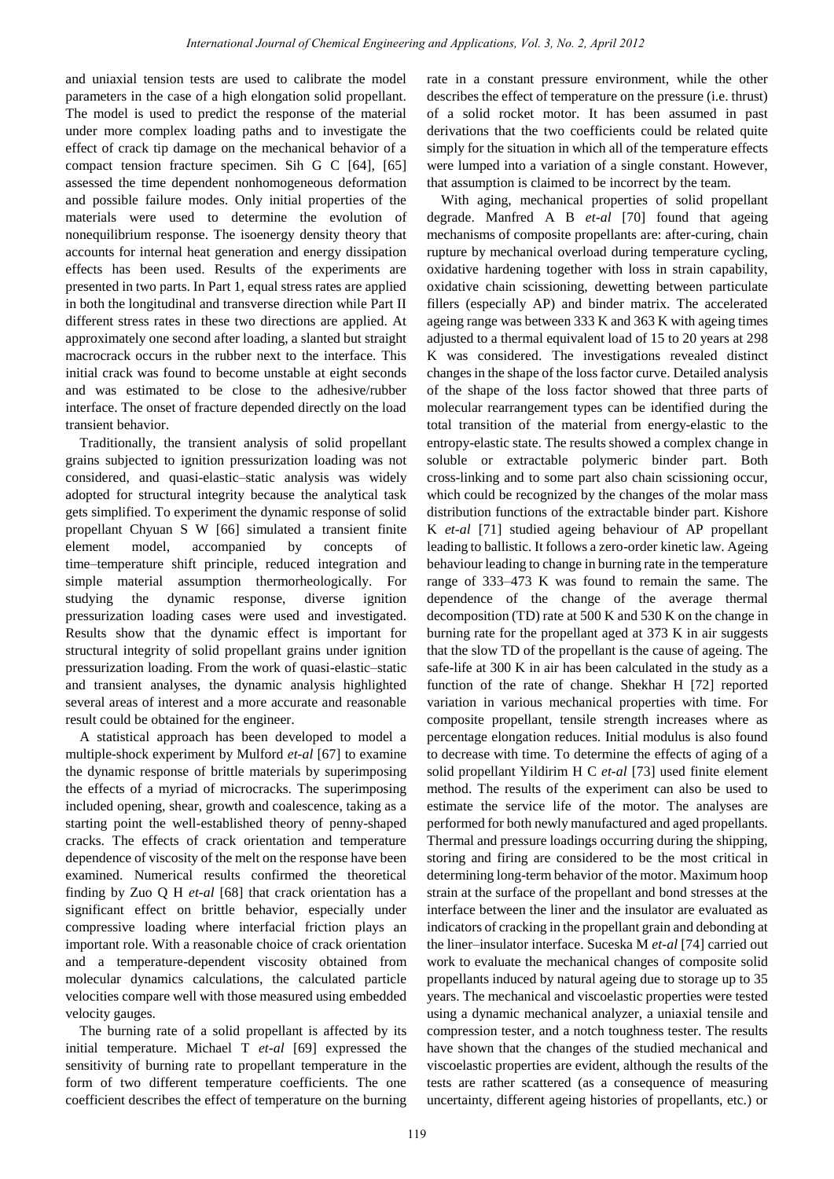and uniaxial tension tests are used to calibrate the model parameters in the case of a high elongation solid propellant. The model is used to predict the response of the material under more complex loading paths and to investigate the effect of crack tip damage on the mechanical behavior of a compact tension fracture specimen. Sih G C [64], [65] assessed the time dependent nonhomogeneous deformation and possible failure modes. Only initial properties of the materials were used to determine the evolution of nonequilibrium response. The isoenergy density theory that accounts for internal heat generation and energy dissipation effects has been used. Results of the experiments are presented in two parts. In Part 1, equal stress rates are applied in both the longitudinal and transverse direction while Part II different stress rates in these two directions are applied. At approximately one second after loading, a slanted but straight macrocrack occurs in the rubber next to the interface. This initial crack was found to become unstable at eight seconds and was estimated to be close to the adhesive/rubber interface. The onset of fracture depended directly on the load transient behavior.

Traditionally, the transient analysis of solid propellant grains subjected to ignition pressurization loading was not considered, and quasi-elastic–static analysis was widely adopted for structural integrity because the analytical task gets simplified. To experiment the dynamic response of solid propellant Chyuan S W [66] simulated a transient finite element model, accompanied by concepts of time–temperature shift principle, reduced integration and simple material assumption thermorheologically. For studying the dynamic response, diverse ignition pressurization loading cases were used and investigated. Results show that the dynamic effect is important for structural integrity of solid propellant grains under ignition pressurization loading. From the work of quasi-elastic–static and transient analyses, the dynamic analysis highlighted several areas of interest and a more accurate and reasonable result could be obtained for the engineer.

A statistical approach has been developed to model a multiple-shock experiment by Mulford *et-al* [67] to examine the dynamic response of brittle materials by superimposing the effects of a myriad of microcracks. The superimposing included opening, shear, growth and coalescence, taking as a starting point the well-established theory of penny-shaped cracks. The effects of crack orientation and temperature dependence of viscosity of the melt on the response have been examined. Numerical results confirmed the theoretical finding by Zuo Q H *et-al* [68] that crack orientation has a significant effect on brittle behavior, especially under compressive loading where interfacial friction plays an important role. With a reasonable choice of crack orientation and a temperature-dependent viscosity obtained from molecular dynamics calculations, the calculated particle velocities compare well with those measured using embedded velocity gauges.

The burning rate of a solid propellant is affected by its initial temperature. Michael T *et-al* [69] expressed the sensitivity of burning rate to propellant temperature in the form of two different temperature coefficients. The one coefficient describes the effect of temperature on the burning rate in a constant pressure environment, while the other describes the effect of temperature on the pressure (i.e. thrust) of a solid rocket motor. It has been assumed in past derivations that the two coefficients could be related quite simply for the situation in which all of the temperature effects were lumped into a variation of a single constant. However, that assumption is claimed to be incorrect by the team.

With aging, mechanical properties of solid propellant degrade. Manfred A B *et-al* [70] found that ageing mechanisms of composite propellants are: after-curing, chain rupture by mechanical overload during temperature cycling, oxidative hardening together with loss in strain capability, oxidative chain scissioning, dewetting between particulate fillers (especially AP) and binder matrix. The accelerated ageing range was between 333 K and 363 K with ageing times adjusted to a thermal equivalent load of 15 to 20 years at 298 K was considered. The investigations revealed distinct changes in the shape of the loss factor curve. Detailed analysis of the shape of the loss factor showed that three parts of molecular rearrangement types can be identified during the total transition of the material from energy-elastic to the entropy-elastic state. The results showed a complex change in soluble or extractable polymeric binder part. Both cross-linking and to some part also chain scissioning occur, which could be recognized by the changes of the molar mass distribution functions of the extractable binder part. Kishore K *et-al* [71] studied ageing behaviour of AP propellant leading to ballistic. It follows a zero-order kinetic law. Ageing behaviour leading to change in burning rate in the temperature range of 333–473 K was found to remain the same. The dependence of the change of the average thermal decomposition (TD) rate at 500 K and 530 K on the change in burning rate for the propellant aged at 373 K in air suggests that the slow TD of the propellant is the cause of ageing. The safe-life at 300 K in air has been calculated in the study as a function of the rate of change. Shekhar H [72] reported variation in various mechanical properties with time. For composite propellant, tensile strength increases where as percentage elongation reduces. Initial modulus is also found to decrease with time. To determine the effects of aging of a solid propellant Yildirim H C *et-al* [73] used finite element method. The results of the experiment can also be used to estimate the service life of the motor. The analyses are performed for both newly manufactured and aged propellants. Thermal and pressure loadings occurring during the shipping, storing and firing are considered to be the most critical in determining long-term behavior of the motor. Maximum hoop strain at the surface of the propellant and bond stresses at the interface between the liner and the insulator are evaluated as indicators of cracking in the propellant grain and debonding at the liner–insulator interface. Suceska M *et-al* [74] carried out work to evaluate the mechanical changes of composite solid propellants induced by natural ageing due to storage up to 35 years. The mechanical and viscoelastic properties were tested using a dynamic mechanical analyzer, a uniaxial tensile and compression tester, and a notch toughness tester. The results have shown that the changes of the studied mechanical and viscoelastic properties are evident, although the results of the tests are rather scattered (as a consequence of measuring uncertainty, different ageing histories of propellants, etc.) or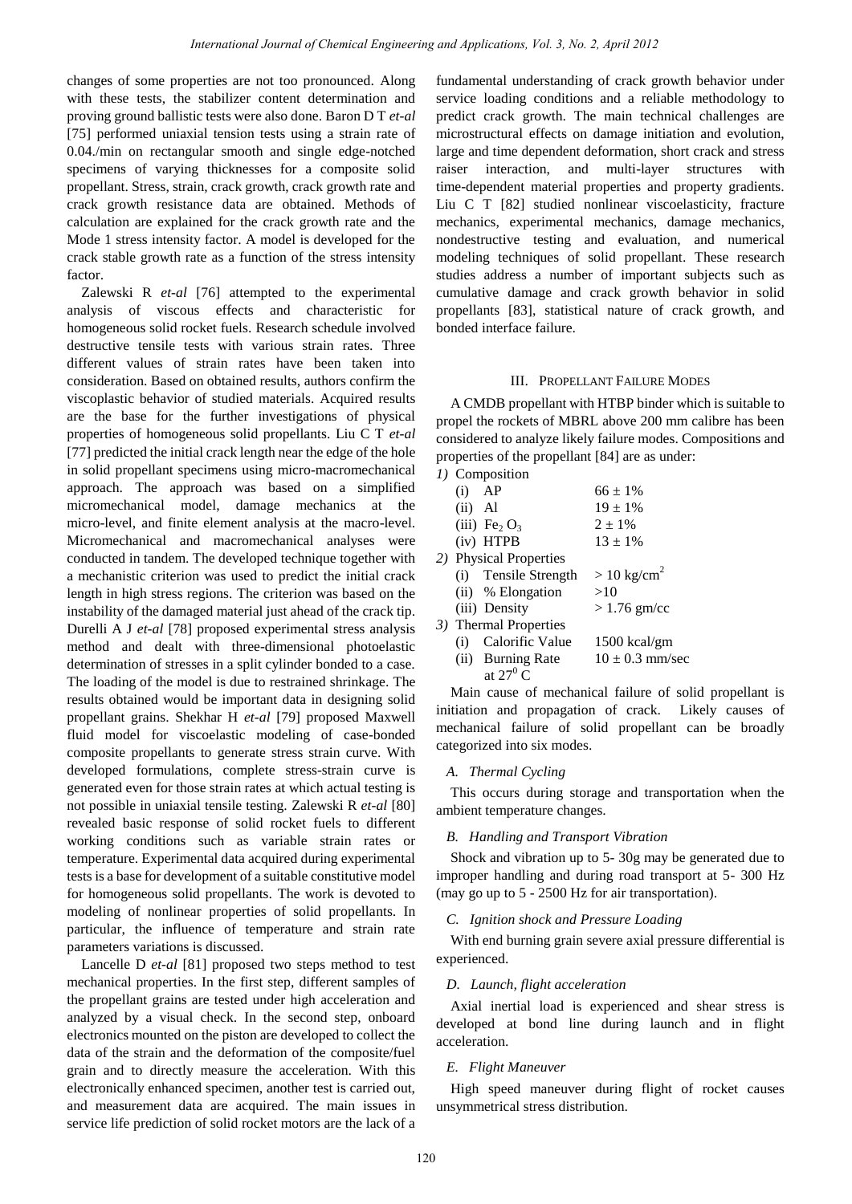changes of some properties are not too pronounced. Along with these tests, the stabilizer content determination and proving ground ballistic tests were also done. Baron D T *et-al* [75] performed uniaxial tension tests using a strain rate of 0.04./min on rectangular smooth and single edge-notched specimens of varying thicknesses for a composite solid propellant. Stress, strain, crack growth, crack growth rate and crack growth resistance data are obtained. Methods of calculation are explained for the crack growth rate and the Mode 1 stress intensity factor. A model is developed for the crack stable growth rate as a function of the stress intensity factor.

Zalewski R *et-al* [76] attempted to the experimental analysis of viscous effects and characteristic for homogeneous solid rocket fuels. Research schedule involved destructive tensile tests with various strain rates. Three different values of strain rates have been taken into consideration. Based on obtained results, authors confirm the viscoplastic behavior of studied materials. Acquired results are the base for the further investigations of physical properties of homogeneous solid propellants. Liu C T *et-al* [77] predicted the initial crack length near the edge of the hole in solid propellant specimens using micro-macromechanical approach. The approach was based on a simplified micromechanical model, damage mechanics at the micro-level, and finite element analysis at the macro-level. Micromechanical and macromechanical analyses were conducted in tandem. The developed technique together with a mechanistic criterion was used to predict the initial crack length in high stress regions. The criterion was based on the instability of the damaged material just ahead of the crack tip. Durelli A J *et-al* [78] proposed experimental stress analysis method and dealt with three-dimensional photoelastic determination of stresses in a split cylinder bonded to a case. The loading of the model is due to restrained shrinkage. The results obtained would be important data in designing solid propellant grains. Shekhar H *et-al* [79] proposed Maxwell fluid model for viscoelastic modeling of case-bonded composite propellants to generate stress strain curve. With developed formulations, complete stress-strain curve is generated even for those strain rates at which actual testing is not possible in uniaxial tensile testing. Zalewski R *et-al* [80] revealed basic response of solid rocket fuels to different working conditions such as variable strain rates or temperature. Experimental data acquired during experimental tests is a base for development of a suitable constitutive model for homogeneous solid propellants. The work is devoted to modeling of nonlinear properties of solid propellants. In particular, the influence of temperature and strain rate parameters variations is discussed.

Lancelle D *et-al* [81] proposed two steps method to test mechanical properties. In the first step, different samples of the propellant grains are tested under high acceleration and analyzed by a visual check. In the second step, onboard electronics mounted on the piston are developed to collect the data of the strain and the deformation of the composite/fuel grain and to directly measure the acceleration. With this electronically enhanced specimen, another test is carried out, and measurement data are acquired. The main issues in service life prediction of solid rocket motors are the lack of a fundamental understanding of crack growth behavior under service loading conditions and a reliable methodology to predict crack growth. The main technical challenges are microstructural effects on damage initiation and evolution, large and time dependent deformation, short crack and stress raiser interaction, and multi-layer structures with time-dependent material properties and property gradients. Liu C T [82] studied nonlinear viscoelasticity, fracture mechanics, experimental mechanics, damage mechanics, nondestructive testing and evaluation, and numerical modeling techniques of solid propellant. These research studies address a number of important subjects such as cumulative damage and crack growth behavior in solid propellants [83], statistical nature of crack growth, and bonded interface failure.

## III. Propellant Failure Modes

A CMDB propellant with HTBP binder which is suitable to propel the rockets of MBRL above 200 mm calibre has been considered to analyze likely failure modes. Compositions and properties of the propellant [84] are as under:

*1)* Composition
- (i) AP — $66 \pm 1\%$
- (ii) Al — $19 \pm 1\%$
- (iii) $Fe_2O_3$ — $2 \pm 1\%$
- (iv) HTPB — $13 \pm 1\%$

*2)* Physical Properties
- (i) Tensile Strength — $> 10$ kg/cm$^2$
- (ii) % Elongation — $>10$
- (iii) Density — $> 1.76$ gm/cc

*3)* Thermal Properties
- (i) Calorific Value — 1500 kcal/gm
- (ii) Burning Rate at $27^0$ C — $10 \pm 0.3$ mm/sec

Main cause of mechanical failure of solid propellant is initiation and propagation of crack. Likely causes of mechanical failure of solid propellant can be broadly categorized into six modes.

### *A. Thermal Cycling*

This occurs during storage and transportation when the ambient temperature changes.

### *B. Handling and Transport Vibration*

Shock and vibration up to 5- 30g may be generated due to improper handling and during road transport at 5- 300 Hz (may go up to 5 - 2500 Hz for air transportation).

### *C. Ignition shock and Pressure Loading*

With end burning grain severe axial pressure differential is experienced.

### *D. Launch, flight acceleration*

Axial inertial load is experienced and shear stress is developed at bond line during launch and in flight acceleration.

### *E. Flight Maneuver*

High speed maneuver during flight of rocket causes unsymmetrical stress distribution.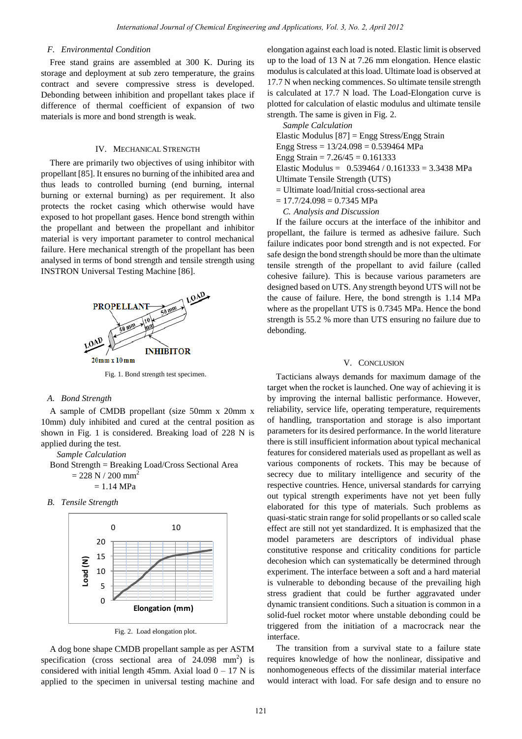### F. Environmental Condition

Free stand grains are assembled at 300 K. During its storage and deployment at sub zero temperature, the grains contract and severe compressive stress is developed. Debonding between inhibition and propellant takes place if difference of thermal coefficient of expansion of two materials is more and bond strength is weak.

## IV. Mechanical Strength

There are primarily two objectives of using inhibitor with propellant [85]. It ensures no burning of the inhibited area and thus leads to controlled burning (end burning, internal burning or external burning) as per requirement. It also protects the rocket casing which otherwise would have exposed to hot propellant gases. Hence bond strength within the propellant and between the propellant and inhibitor material is very important parameter to control mechanical failure. Here mechanical strength of the propellant has been analysed in terms of bond strength and tensile strength using INSTRON Universal Testing Machine [86].

Fig. 1. Bond strength test specimen.

### A. Bond Strength

A sample of CMDB propellant (size 50mm x 20mm x 10mm) duly inhibited and cured at the central position as shown in Fig. 1 is considered. Breaking load of 228 N is applied during the test.

*Sample Calculation*

Bond Strength = Breaking Load/Cross Sectional Area

= 228 N / 200 mm$^2$

= 1.14 MPa

### B. Tensile Strength

Fig. 2. Load elongation plot.

A dog bone shape CMDB propellant sample as per ASTM specification (cross sectional area of 24.098 mm$^2$) is considered with initial length 45mm. Axial load 0 – 17 N is applied to the specimen in universal testing machine and elongation against each load is noted. Elastic limit is observed up to the load of 13 N at 7.26 mm elongation. Hence elastic modulus is calculated at this load. Ultimate load is observed at 17.7 N when necking commences. So ultimate tensile strength is calculated at 17.7 N load. The Load-Elongation curve is plotted for calculation of elastic modulus and ultimate tensile strength. The same is given in Fig. 2.

*Sample Calculation*

Elastic Modulus [87] = Engg Stress/Engg Strain

Engg Stress = 13/24.098 = 0.539464 MPa

Engg Strain = 7.26/45 = 0.161333

Elastic Modulus = 0.539464 / 0.161333 = 3.3438 MPa

Ultimate Tensile Strength (UTS)

= Ultimate load/Initial cross-sectional area

= 17.7/24.098 = 0.7345 MPa

### C. Analysis and Discussion

If the failure occurs at the interface of the inhibitor and propellant, the failure is termed as adhesive failure. Such failure indicates poor bond strength and is not expected. For safe design the bond strength should be more than the ultimate tensile strength of the propellant to avid failure (called cohesive failure). This is because various parameters are designed based on UTS. Any strength beyond UTS will not be the cause of failure. Here, the bond strength is 1.14 MPa where as the propellant UTS is 0.7345 MPa. Hence the bond strength is 55.2 % more than UTS ensuring no failure due to debonding.

## V. Conclusion

Tacticians always demands for maximum damage of the target when the rocket is launched. One way of achieving it is by improving the internal ballistic performance. However, reliability, service life, operating temperature, requirements of handling, transportation and storage is also important parameters for its desired performance. In the world literature there is still insufficient information about typical mechanical features for considered materials used as propellant as well as various components of rockets. This may be because of secrecy due to military intelligence and security of the respective countries. Hence, universal standards for carrying out typical strength experiments have not yet been fully elaborated for this type of materials. Such problems as quasi-static strain range for solid propellants or so called scale effect are still not yet standardized. It is emphasized that the model parameters are descriptors of individual phase constitutive response and criticality conditions for particle decohesion which can systematically be determined through experiment. The interface between a soft and a hard material is vulnerable to debonding because of the prevailing high stress gradient that could be further aggravated under dynamic transient conditions. Such a situation is common in a solid-fuel rocket motor where unstable debonding could be triggered from the initiation of a macrocrack near the interface.

The transition from a survival state to a failure state requires knowledge of how the nonlinear, dissipative and nonhomogeneous effects of the dissimilar material interface would interact with load. For safe design and to ensure no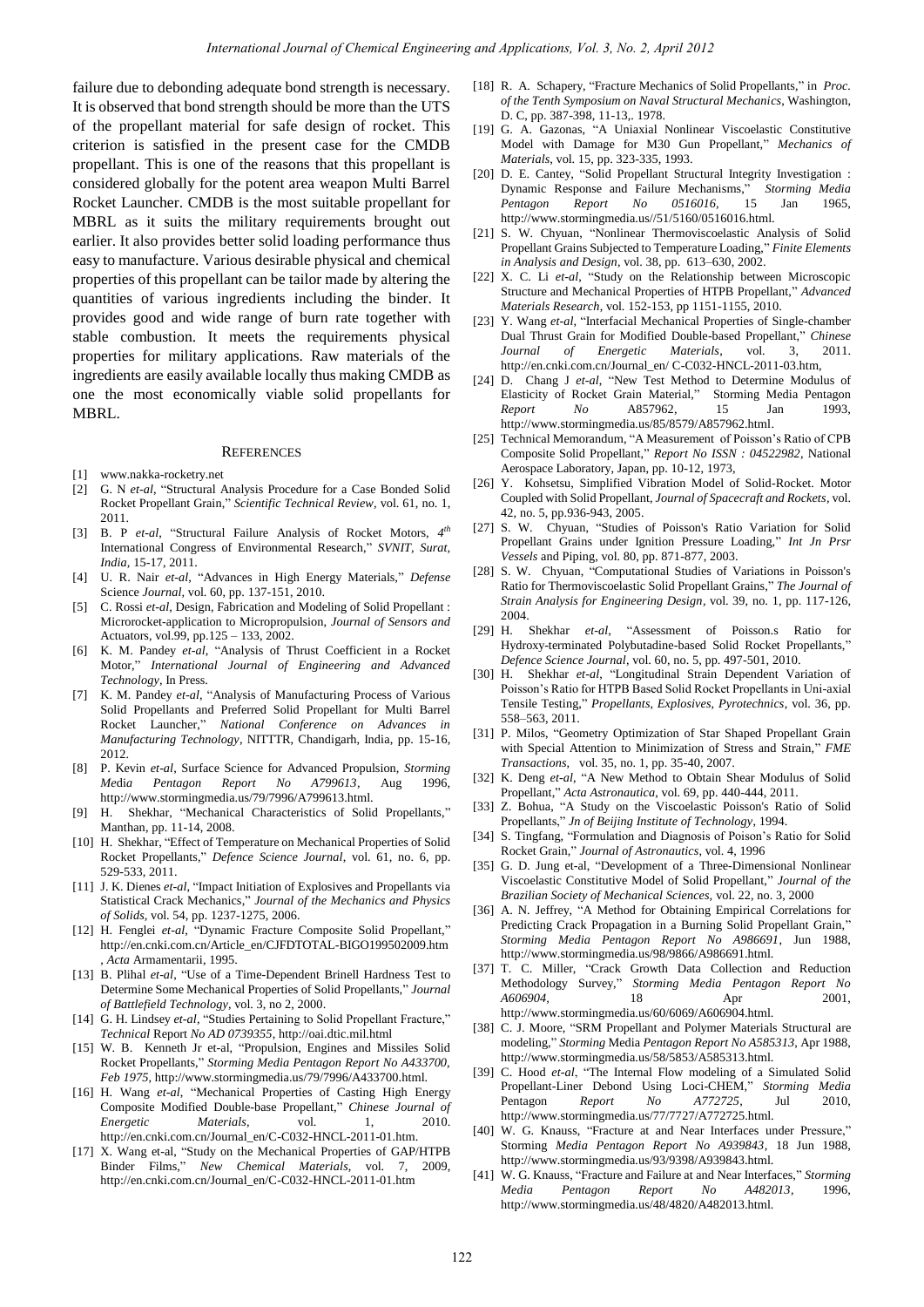failure due to debonding adequate bond strength is necessary. It is observed that bond strength should be more than the UTS of the propellant material for safe design of rocket. This criterion is satisfied in the present case for the CMDB propellant. This is one of the reasons that this propellant is considered globally for the potent area weapon Multi Barrel Rocket Launcher. CMDB is the most suitable propellant for MBRL as it suits the military requirements brought out earlier. It also provides better solid loading performance thus easy to manufacture. Various desirable physical and chemical properties of this propellant can be tailor made by altering the quantities of various ingredients including the binder. It provides good and wide range of burn rate together with stable combustion. It meets the requirements physical properties for military applications. Raw materials of the ingredients are easily available locally thus making CMDB as one the most economically viable solid propellants for MBRL.

## References

[1] www.nakka-rocketry.net

[2] G. N *et-al*, "Structural Analysis Procedure for a Case Bonded Solid Rocket Propellant Grain," *Scientific Technical Review*, vol. 61, no. 1, 2011.

[3] B. P *et-al*, "Structural Failure Analysis of Rocket Motors, *4th* International Congress of Environmental Research," *SVNIT, Surat, India*, 15-17, 2011.

[4] U. R. Nair *et-al*, "Advances in High Energy Materials," *Defense* Science *Journal*, vol. 60, pp. 137-151, 2010.

[5] C. Rossi *et-al*, Design, Fabrication and Modeling of Solid Propellant : Microrocket-application to Micropropulsion, *Journal of Sensors and* Actuators, vol.99, pp.125 – 133, 2002.

[6] K. M. Pandey *et-al*, "Analysis of Thrust Coefficient in a Rocket Motor," *International Journal of Engineering and Advanced Technology*, In Press.

[7] K. M. Pandey *et-al*, "Analysis of Manufacturing Process of Various Solid Propellants and Preferred Solid Propellant for Multi Barrel Rocket Launcher," *National Conference on Advances in Manufacturing Technology*, NITTTR, Chandigarh, India, pp. 15-16, 2012.

[8] P. Kevin *et-al*, Surface Science for Advanced Propulsion, *Storming Media Pentagon Report No A799613*, Aug 1996, http://www.stormingmedia.us/79/7996/A799613.html.

[9] H. Shekhar, "Mechanical Characteristics of Solid Propellants," Manthan, pp. 11-14, 2008.

[10] H. Shekhar, "Effect of Temperature on Mechanical Properties of Solid Rocket Propellants," *Defence Science Journal*, vol. 61, no. 6, pp. 529-533, 2011.

[11] J. K. Dienes *et-al*, "Impact Initiation of Explosives and Propellants via Statistical Crack Mechanics," *Journal of the Mechanics and Physics of Solids*, vol. 54, pp. 1237-1275, 2006.

[12] H. Fenglei *et-al*, "Dynamic Fracture Composite Solid Propellant," http://en.cnki.com.cn/Article_en/CJFDTOTAL-BIGO199502009.htm, *Acta* Armamentarii, 1995.

[13] B. Plihal *et-al*, "Use of a Time-Dependent Brinell Hardness Test to Determine Some Mechanical Properties of Solid Propellants," *Journal of Battlefield Technology*, vol. 3, no 2, 2000.

[14] G. H. Lindsey *et-al*, "Studies Pertaining to Solid Propellant Fracture," *Technical* Report *No AD 0739355*, http://oai.dtic.mil.html

[15] W. B. Kenneth Jr et-al, "Propulsion, Engines and Missiles Solid Rocket Propellants," *Storming Media Pentagon Report No A433700, Feb 1975*, http://www.stormingmedia.us/79/7996/A433700.html.

[16] H. Wang *et-al*, "Mechanical Properties of Casting High Energy Composite Modified Double-base Propellant," *Chinese Journal of Energetic Materials*, vol. 1, 2010. http://en.cnki.com.cn/Journal_en/C-C032-HNCL-2011-01.htm.

[17] X. Wang et-al, "Study on the Mechanical Properties of GAP/HTPB Binder Films," *New Chemical Materials*, vol. 7, 2009, http://en.cnki.com.cn/Journal_en/C-C032-HNCL-2011-01.htm

[18] R. A. Schapery, "Fracture Mechanics of Solid Propellants," in *Proc. of the Tenth Symposium on Naval Structural Mechanics*, Washington, D. C, pp. 387-398, 11-13,. 1978.

[19] G. A. Gazonas, "A Uniaxial Nonlinear Viscoelastic Constitutive Model with Damage for M30 Gun Propellant," *Mechanics of Materials*, vol. 15, pp. 323-335, 1993.

[20] D. E. Cantey, "Solid Propellant Structural Integrity Investigation : Dynamic Response and Failure Mechanisms," *Storming Media Pentagon Report No 0516016*, 15 Jan 1965, http://www.stormingmedia.us//51/5160/0516016.html.

[21] S. W. Chyuan, "Nonlinear Thermoviscoelastic Analysis of Solid Propellant Grains Subjected to Temperature Loading," *Finite Elements in Analysis and Design*, vol. 38, pp. 613–630, 2002.

[22] X. C. Li *et-al*, "Study on the Relationship between Microscopic Structure and Mechanical Properties of HTPB Propellant," *Advanced Materials Research*, vol. 152-153, pp 1151-1155, 2010.

[23] Y. Wang *et-al*, "Interfacial Mechanical Properties of Single-chamber Dual Thrust Grain for Modified Double-based Propellant," *Chinese Journal of Energetic Materials*, vol. 3, 2011. http://en.cnki.com.cn/Journal_en/ C-C032-HNCL-2011-03.htm,

[24] D. Chang J *et-al*, "New Test Method to Determine Modulus of Elasticity of Rocket Grain Material," Storming Media Pentagon *Report No* A857962, 15 Jan 1993, http://www.stormingmedia.us/85/8579/A857962.html.

[25] Technical Memorandum, "A Measurement of Poisson's Ratio of CPB Composite Solid Propellant," *Report No ISSN : 04522982*, National Aerospace Laboratory, Japan, pp. 10-12, 1973,

[26] Y. Kohsetsu, Simplified Vibration Model of Solid-Rocket. Motor Coupled with Solid Propellant, *Journal of Spacecraft and Rockets*, vol. 42, no. 5, pp.936-943, 2005.

[27] S. W. Chyuan, "Studies of Poisson's Ratio Variation for Solid Propellant Grains under Ignition Pressure Loading," *Int Jn Prsr Vessels* and Piping, vol. 80, pp. 871-877, 2003.

[28] S. W. Chyuan, "Computational Studies of Variations in Poisson's Ratio for Thermoviscoelastic Solid Propellant Grains," *The Journal of Strain Analysis for Engineering Design*, vol. 39, no. 1, pp. 117-126, 2004.

[29] H. Shekhar *et-al*, "Assessment of Poisson.s Ratio for Hydroxy-terminated Polybutadine-based Solid Rocket Propellants," *Defence Science Journal*, vol. 60, no. 5, pp. 497-501, 2010.

[30] H. Shekhar *et-al*, "Longitudinal Strain Dependent Variation of Poisson's Ratio for HTPB Based Solid Rocket Propellants in Uni-axial Tensile Testing," *Propellants, Explosives, Pyrotechnics*, vol. 36, pp. 558–563, 2011.

[31] P. Milos, "Geometry Optimization of Star Shaped Propellant Grain with Special Attention to Minimization of Stress and Strain," *FME Transactions*, vol. 35, no. 1, pp. 35-40, 2007.

[32] K. Deng *et-al*, "A New Method to Obtain Shear Modulus of Solid Propellant," *Acta Astronautica*, vol. 69, pp. 440-444, 2011.

[33] Z. Bohua, "A Study on the Viscoelastic Poisson's Ratio of Solid Propellants," *Jn of Beijing Institute of Technology*, 1994.

[34] S. Tingfang, "Formulation and Diagnosis of Poison's Ratio for Solid Rocket Grain," *Journal of Astronautics*, vol. 4, 1996

[35] G. D. Jung et-al, "Development of a Three-Dimensional Nonlinear Viscoelastic Constitutive Model of Solid Propellant," *Journal of the Brazilian Society of Mechanical Sciences*, vol. 22, no. 3, 2000

[36] A. N. Jeffrey, "A Method for Obtaining Empirical Correlations for Predicting Crack Propagation in a Burning Solid Propellant Grain," *Storming Media Pentagon Report No A986691*, Jun 1988, http://www.stormingmedia.us/98/9866/A986691.html.

[37] T. C. Miller, "Crack Growth Data Collection and Reduction Methodology Survey," *Storming Media Pentagon Report No A606904*, 18 Apr 2001, http://www.stormingmedia.us/60/6069/A606904.html.

[38] C. J. Moore, "SRM Propellant and Polymer Materials Structural are modeling," *Storming* Media *Pentagon Report No A585313*, Apr 1988, http://www.stormingmedia.us/58/5853/A585313.html.

[39] C. Hood *et-al*, "The Internal Flow modeling of a Simulated Solid Propellant-Liner Debond Using Loci-CHEM," *Storming Media* Pentagon *Report No A772725*, Jul 2010, http://www.stormingmedia.us/77/7727/A772725.html.

[40] W. G. Knauss, "Fracture at and Near Interfaces under Pressure," Storming *Media Pentagon Report No A939843*, 18 Jun 1988, http://www.stormingmedia.us/93/9398/A939843.html.

[41] W. G. Knauss, "Fracture and Failure at and Near Interfaces," *Storming Media Pentagon Report No A482013*, 1996, http://www.stormingmedia.us/48/4820/A482013.html.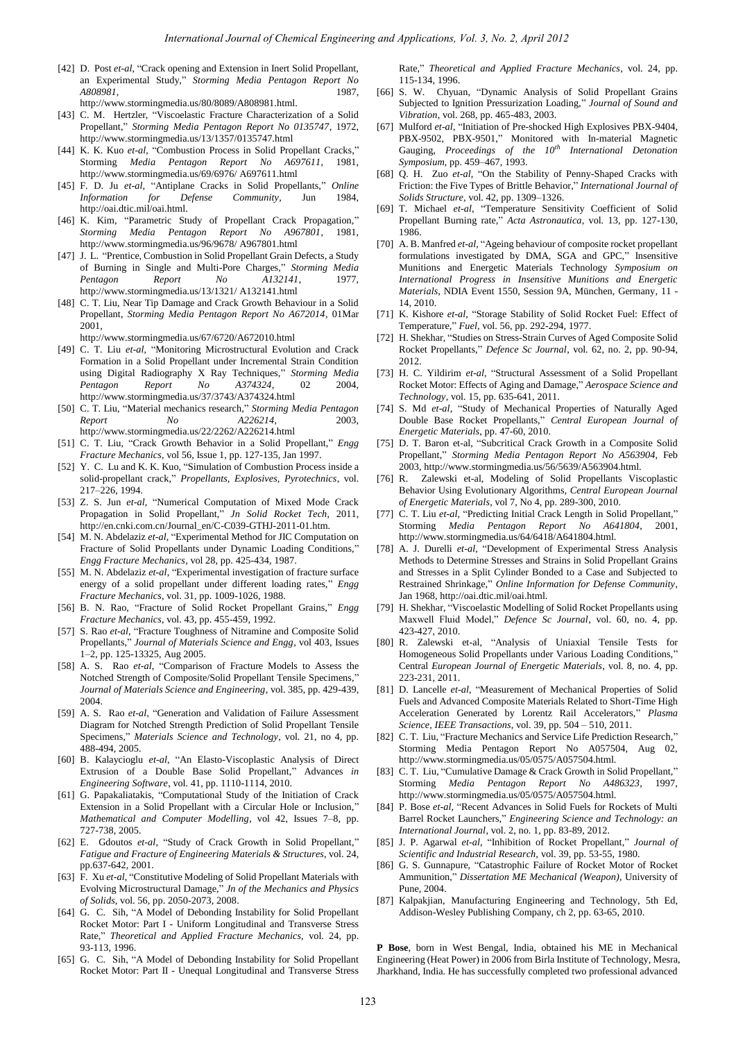[42] D. Post *et-al*, "Crack opening and Extension in Inert Solid Propellant, an Experimental Study," *Storming Media Pentagon Report No A808981*, 1987, http://www.stormingmedia.us/80/8089/A808981.html.

[43] C. M. Hertzler, "Viscoelastic Fracture Characterization of a Solid Propellant," *Storming Media Pentagon Report No 0135747*, 1972, http://www.stormingmedia.us/13/1357/0135747.html

[44] K. K. Kuo *et-al*, "Combustion Process in Solid Propellant Cracks," Storming *Media Pentagon Report No A697611*, 1981, http://www.stormingmedia.us/69/6976/ A697611.html

[45] F. D. Ju *et-al*, "Antiplane Cracks in Solid Propellants," *Online Information for Defense Community*, Jun 1984, http://oai.dtic.mil/oai.html.

[46] K. Kim, "Parametric Study of Propellant Crack Propagation," *Storming Media Pentagon Report No A967801*, 1981, http://www.stormingmedia.us/96/9678/ A967801.html

[47] J. L. "Prentice, Combustion in Solid Propellant Grain Defects, a Study of Burning in Single and Multi-Pore Charges," *Storming Media Pentagon Report No A132141*, 1977, http://www.stormingmedia.us/13/1321/ A132141.html

[48] C. T. Liu, Near Tip Damage and Crack Growth Behaviour in a Solid Propellant, *Storming Media Pentagon Report No A672014*, 01Mar 2001, http://www.stormingmedia.us/67/6720/A672010.html

[49] C. T. Liu *et-al*, "Monitoring Microstructural Evolution and Crack Formation in a Solid Propellant under Incremental Strain Condition using Digital Radiography X Ray Techniques," *Storming Media Pentagon Report No A374324*, 02 2004, http://www.stormingmedia.us/37/3743/A374324.html

[50] C. T. Liu, "Material mechanics research," *Storming Media Pentagon Report No A226214*, 2003, http://www.stormingmedia.us/22/2262/A226214.html

[51] C. T. Liu, "Crack Growth Behavior in a Solid Propellant," *Engg Fracture Mechanics*, vol 56, Issue 1, pp. 127-135, Jan 1997.

[52] Y. C. Lu and K. K. Kuo, "Simulation of Combustion Process inside a solid-propellant crack," *Propellants, Explosives, Pyrotechnics*, vol. 217–226, 1994.

[53] Z. S. Jun *et-al*, "Numerical Computation of Mixed Mode Crack Propagation in Solid Propellant," *Jn Solid Rocket Tech*, 2011, http://en.cnki.com.cn/Journal_en/C-C039-GTHJ-2011-01.htm.

[54] M. N. Abdelaziz *et-al*, "Experimental Method for JIC Computation on Fracture of Solid Propellants under Dynamic Loading Conditions," *Engg Fracture Mechanics*, vol 28, pp. 425-434, 1987.

[55] M. N. Abdelaziz *et-al*, "Experimental investigation of fracture surface energy of a solid propellant under different loading rates," *Engg Fracture Mechanics*, vol. 31, pp. 1009-1026, 1988.

[56] B. N. Rao, "Fracture of Solid Rocket Propellant Grains," *Engg Fracture Mechanics*, vol. 43, pp. 455-459, 1992.

[57] S. Rao *et-al*, "Fracture Toughness of Nitramine and Composite Solid Propellants," *Journal of Materials Science and Engg*, vol 403, Issues 1–2, pp. 125-13325, Aug 2005.

[58] A. S. Rao *et-al*, "Comparison of Fracture Models to Assess the Notched Strength of Composite/Solid Propellant Tensile Specimens," *Journal of Materials Science and Engineering*, vol. 385, pp. 429-439, 2004.

[59] A. S. Rao *et-al*, "Generation and Validation of Failure Assessment Diagram for Notched Strength Prediction of Solid Propellant Tensile Specimens," *Materials Science and Technology*, vol. 21, no 4, pp. 488-494, 2005.

[60] B. Kalaycioglu *et-al*, "An Elasto-Viscoplastic Analysis of Direct Extrusion of a Double Base Solid Propellant," Advances *in Engineering Software*, vol. 41, pp. 1110-1114, 2010.

[61] G. Papakaliatakis, "Computational Study of the Initiation of Crack Extension in a Solid Propellant with a Circular Hole or Inclusion," *Mathematical and Computer Modelling*, vol 42, Issues 7–8, pp. 727-738, 2005.

[62] E. Gdoutos *et-al*, "Study of Crack Growth in Solid Propellant," *Fatigue and Fracture of Engineering Materials & Structures*, vol. 24, pp.637-642, 2001.

[63] F. Xu *et-al*, "Constitutive Modeling of Solid Propellant Materials with Evolving Microstructural Damage," *Jn of the Mechanics and Physics of Solids*, vol. 56, pp. 2050-2073, 2008.

[64] G. C. Sih, "A Model of Debonding Instability for Solid Propellant Rocket Motor: Part I - Uniform Longitudinal and Transverse Stress Rate," *Theoretical and Applied Fracture Mechanics*, vol. 24, pp. 93-113, 1996.

[65] G. C. Sih, "A Model of Debonding Instability for Solid Propellant Rocket Motor: Part II - Unequal Longitudinal and Transverse Stress Rate," *Theoretical and Applied Fracture Mechanics*, vol. 24, pp. 115-134, 1996.

[66] S. W. Chyuan, "Dynamic Analysis of Solid Propellant Grains Subjected to Ignition Pressurization Loading," *Journal of Sound and Vibration*, vol. 268, pp. 465-483, 2003.

[67] Mulford *et-al*, "Initiation of Pre-shocked High Explosives PBX-9404, PBX-9502, PBX-9501," Monitored with In-material Magnetic Gauging, *Proceedings of the 10th International Detonation Symposium*, pp. 459–467, 1993.

[68] Q. H. Zuo *et-al*, "On the Stability of Penny-Shaped Cracks with Friction: the Five Types of Brittle Behavior," *International Journal of Solids Structure*, vol. 42, pp. 1309–1326.

[69] T. Michael *et-al*, "Temperature Sensitivity Coefficient of Solid Propellant Burning rate," *Acta Astronautica*, vol. 13, pp. 127-130, 1986.

[70] A. B. Manfred *et-al*, "Ageing behaviour of composite rocket propellant formulations investigated by DMA, SGA and GPC," Insensitive Munitions and Energetic Materials Technology *Symposium on International Progress in Insensitive Munitions and Energetic Materials*, NDIA Event 1550, Session 9A, München, Germany, 11 - 14, 2010.

[71] K. Kishore *et-al*, "Storage Stability of Solid Rocket Fuel: Effect of Temperature," *Fuel*, vol. 56, pp. 292-294, 1977.

[72] H. Shekhar, "Studies on Stress-Strain Curves of Aged Composite Solid Rocket Propellants," *Defence Sc Journal*, vol. 62, no. 2, pp. 90-94, 2012.

[73] H. C. Yildirim *et-al*, "Structural Assessment of a Solid Propellant Rocket Motor: Effects of Aging and Damage," *Aerospace Science and Technology*, vol. 15, pp. 635-641, 2011.

[74] S. Md *et-al*, "Study of Mechanical Properties of Naturally Aged Double Base Rocket Propellants," *Central European Journal of Energetic Materials*, pp. 47-60, 2010.

[75] D. T. Baron et-al, "Subcritical Crack Growth in a Composite Solid Propellant," *Storming Media Pentagon Report No A563904*, Feb 2003, http://www.stormingmedia.us/56/5639/A563904.html.

[76] R. Zalewski et-al, Modeling of Solid Propellants Viscoplastic Behavior Using Evolutionary Algorithms, *Central European Journal of Energetic Materials*, vol 7, No 4, pp. 289-300, 2010.

[77] C. T. Liu *et-al*, "Predicting Initial Crack Length in Solid Propellant," Storming *Media Pentagon Report No A641804*, 2001, http://www.stormingmedia.us/64/6418/A641804.html.

[78] A. J. Durelli *et-al*, "Development of Experimental Stress Analysis Methods to Determine Stresses and Strains in Solid Propellant Grains and Stresses in a Split Cylinder Bonded to a Case and Subjected to Restrained Shrinkage," *Online Information for Defense Community*, Jan 1968, http://oai.dtic.mil/oai.html.

[79] H. Shekhar, "Viscoelastic Modelling of Solid Rocket Propellants using Maxwell Fluid Model," *Defence Sc Journal*, vol. 60, no. 4, pp. 423-427, 2010.

[80] R. Zalewski et-al, "Analysis of Uniaxial Tensile Tests for Homogeneous Solid Propellants under Various Loading Conditions," Central *European Journal of Energetic Materials*, vol. 8, no. 4, pp. 223-231, 2011.

[81] D. Lancelle *et-al*, "Measurement of Mechanical Properties of Solid Fuels and Advanced Composite Materials Related to Short-Time High Acceleration Generated by Lorentz Rail Accelerators," *Plasma Science, IEEE Transactions*, vol. 39, pp. 504 – 510, 2011.

[82] C. T. Liu, "Fracture Mechanics and Service Life Prediction Research," Storming Media Pentagon Report No A057504, Aug 02, http://www.stormingmedia.us/05/0575/A057504.html.

[83] C. T. Liu, "Cumulative Damage & Crack Growth in Solid Propellant," Storming *Media Pentagon Report No A486323*, 1997, http://www.stormingmedia.us/05/0575/A057504.html.

[84] P. Bose *et-al*, "Recent Advances in Solid Fuels for Rockets of Multi Barrel Rocket Launchers," *Engineering Science and Technology: an International Journal*, vol. 2, no. 1, pp. 83-89, 2012.

[85] J. P. Agarwal *et-al*, "Inhibition of Rocket Propellant," *Journal of Scientific and Industrial Research*, vol. 39, pp. 53-55, 1980.

[86] G. S. Gunnapure, "Catastrophic Failure of Rocket Motor of Rocket Ammunition," *Dissertation ME Mechanical (Weapon)*, University of Pune, 2004.

[87] Kalpakjian, Manufacturing Engineering and Technology, 5th Ed, Addison-Wesley Publishing Company, ch 2, pp. 63-65, 2010.

**P Bose**, born in West Bengal, India, obtained his ME in Mechanical Engineering (Heat Power) in 2006 from Birla Institute of Technology, Mesra, Jharkhand, India. He has successfully completed two professional advanced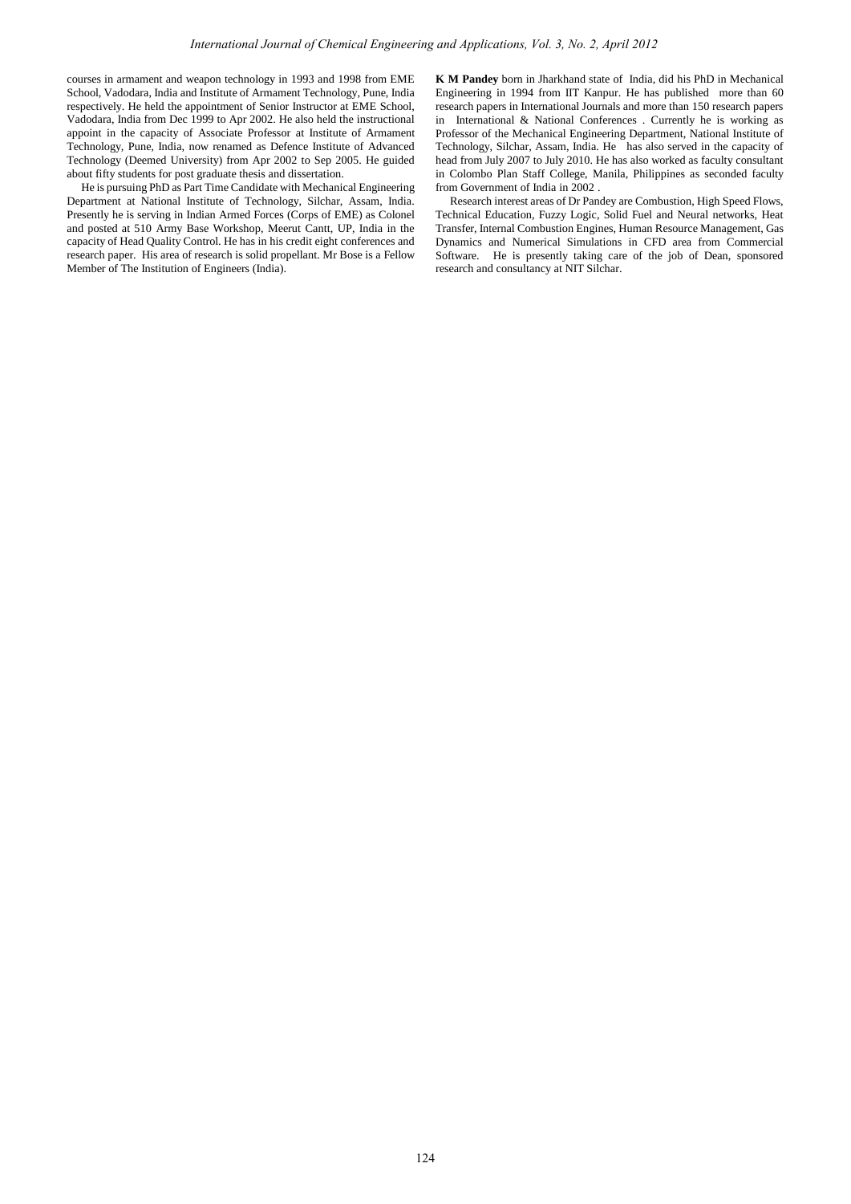courses in armament and weapon technology in 1993 and 1998 from EME School, Vadodara, India and Institute of Armament Technology, Pune, India respectively. He held the appointment of Senior Instructor at EME School, Vadodara, India from Dec 1999 to Apr 2002. He also held the instructional appoint in the capacity of Associate Professor at Institute of Armament Technology, Pune, India, now renamed as Defence Institute of Advanced Technology (Deemed University) from Apr 2002 to Sep 2005. He guided about fifty students for post graduate thesis and dissertation.

He is pursuing PhD as Part Time Candidate with Mechanical Engineering Department at National Institute of Technology, Silchar, Assam, India. Presently he is serving in Indian Armed Forces (Corps of EME) as Colonel and posted at 510 Army Base Workshop, Meerut Cantt, UP, India in the capacity of Head Quality Control. He has in his credit eight conferences and research paper. His area of research is solid propellant. Mr Bose is a Fellow Member of The Institution of Engineers (India).

**K M Pandey** born in Jharkhand state of India, did his PhD in Mechanical Engineering in 1994 from IIT Kanpur. He has published more than 60 research papers in International Journals and more than 150 research papers in International & National Conferences . Currently he is working as Professor of the Mechanical Engineering Department, National Institute of Technology, Silchar, Assam, India. He has also served in the capacity of head from July 2007 to July 2010. He has also worked as faculty consultant in Colombo Plan Staff College, Manila, Philippines as seconded faculty from Government of India in 2002 .

Research interest areas of Dr Pandey are Combustion, High Speed Flows, Technical Education, Fuzzy Logic, Solid Fuel and Neural networks, Heat Transfer, Internal Combustion Engines, Human Resource Management, Gas Dynamics and Numerical Simulations in CFD area from Commercial Software. He is presently taking care of the job of Dean, sponsored research and consultancy at NIT Silchar.